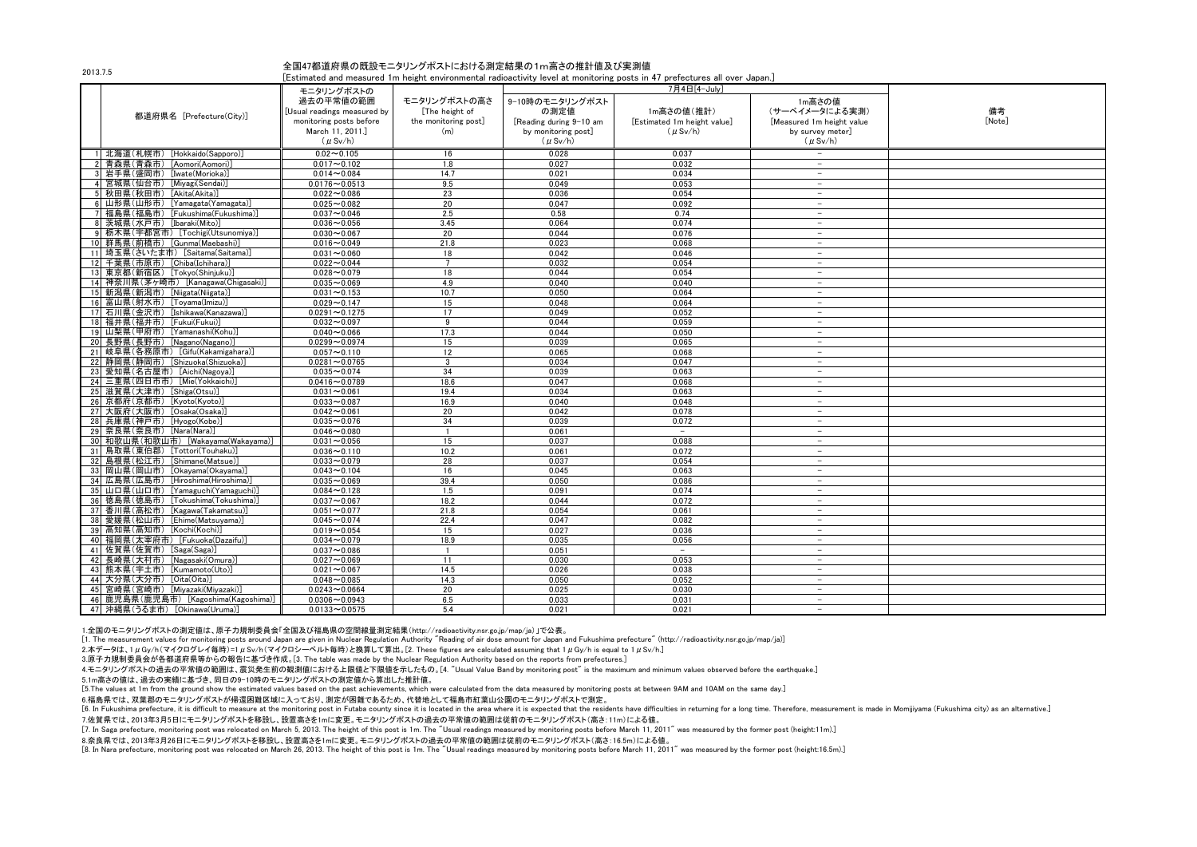2013.7.5

# 全国47都道府県の既設モニタリングポストにおける測定結果の1m高さの推計値及び実測値

[Estimated and measured 1m height environmental radioactivity level at monitoring posts in 47 prefectures all over Japan.]

| | 都道府県名 [Prefecture(City)] | モニタリングポストの過去の平常値の範囲 [Usual readings measured by monitoring posts before March 11, 2011.] (μSv/h) | モニタリングポストの高さ [The height of the monitoring post] (m) | 7月4日[4-July] 9-10時のモニタリングポストの測定値 [Reading during 9-10 am by monitoring post] (μSv/h) | 7月4日[4-July] 1m高さの値(推計) [Estimated 1m height value] (μSv/h) | 7月4日[4-July] 1m高さの値 (サーベイメータによる実測) [Measured 1m height value by survey meter] (μSv/h) | 備考 [Note] |
|---|---|---|---|---|---|---|---|
| 1 | 北海道(札幌市) [Hokkaido(Sapporo)] | 0.02～0.105 | 16 | 0.028 | 0.037 | – | |
| 2 | 青森県(青森市) [Aomori(Aomori)] | 0.017～0.102 | 1.8 | 0.027 | 0.032 | – | |
| 3 | 岩手県(盛岡市) [Iwate(Morioka)] | 0.014～0.084 | 14.7 | 0.021 | 0.034 | – | |
| 4 | 宮城県(仙台市) [Miyagi(Sendai)] | 0.0176～0.0513 | 9.5 | 0.049 | 0.053 | – | |
| 5 | 秋田県(秋田市) [Akita(Akita)] | 0.022～0.086 | 23 | 0.036 | 0.054 | – | |
| 6 | 山形県(山形市) [Yamagata(Yamagata)] | 0.025～0.082 | 20 | 0.047 | 0.092 | – | |
| 7 | 福島県(福島市) [Fukushima(Fukushima)] | 0.037～0.046 | 2.5 | 0.58 | 0.74 | – | |
| 8 | 茨城県(水戸市) [Ibaraki(Mito)] | 0.036～0.056 | 3.45 | 0.064 | 0.074 | – | |
| 9 | 栃木県(宇都宮市) [Tochigi(Utsunomiya)] | 0.030～0.067 | 20 | 0.044 | 0.076 | – | |
| 10 | 群馬県(前橋市) [Gunma(Maebashi)] | 0.016～0.049 | 21.8 | 0.023 | 0.068 | – | |
| 11 | 埼玉県(さいたま市) [Saitama(Saitama)] | 0.031～0.060 | 18 | 0.042 | 0.046 | – | |
| 12 | 千葉県(市原市) [Chiba(Ichihara)] | 0.022～0.044 | 7 | 0.032 | 0.054 | – | |
| 13 | 東京都(新宿区) [Tokyo(Shinjuku)] | 0.028～0.079 | 18 | 0.044 | 0.054 | – | |
| 14 | 神奈川県(茅ヶ崎市) [Kanagawa(Chigasaki)] | 0.035～0.069 | 4.9 | 0.040 | 0.040 | – | |
| 15 | 新潟県(新潟市) [Niigata(Niigata)] | 0.031～0.153 | 10.7 | 0.050 | 0.064 | – | |
| 16 | 富山県(射水市) [Toyama(Imizu)] | 0.029～0.147 | 15 | 0.048 | 0.064 | – | |
| 17 | 石川県(金沢市) [Ishikawa(Kanazawa)] | 0.0291～0.1275 | 17 | 0.049 | 0.052 | – | |
| 18 | 福井県(福井市) [Fukui(Fukui)] | 0.032～0.097 | 9 | 0.044 | 0.059 | – | |
| 19 | 山梨県(甲府市) [Yamanashi(Kohu)] | 0.040～0.066 | 17.3 | 0.044 | 0.050 | – | |
| 20 | 長野県(長野市) [Nagano(Nagano)] | 0.0299～0.0974 | 15 | 0.039 | 0.065 | – | |
| 21 | 岐阜県(各務原市) [Gifu(Kakamigahara)] | 0.057～0.110 | 12 | 0.065 | 0.068 | – | |
| 22 | 静岡県(静岡市) [Shizuoka(Shizuoka)] | 0.0281～0.0765 | 3 | 0.034 | 0.047 | – | |
| 23 | 愛知県(名古屋市) [Aichi(Nagoya)] | 0.035～0.074 | 34 | 0.039 | 0.063 | – | |
| 24 | 三重県(四日市市) [Mie(Yokkaichi)] | 0.0416～0.0789 | 18.6 | 0.047 | 0.068 | – | |
| 25 | 滋賀県(大津市) [Shiga(Otsu)] | 0.031～0.061 | 19.4 | 0.034 | 0.063 | – | |
| 26 | 京都府(京都市) [Kyoto(Kyoto)] | 0.033～0.087 | 16.9 | 0.040 | 0.048 | – | |
| 27 | 大阪府(大阪市) [Osaka(Osaka)] | 0.042～0.061 | 20 | 0.042 | 0.078 | – | |
| 28 | 兵庫県(神戸市) [Hyogo(Kobe)] | 0.035～0.076 | 34 | 0.039 | 0.072 | – | |
| 29 | 奈良県(奈良市) [Nara(Nara)] | 0.046～0.080 | 1 | 0.061 | – | – | |
| 30 | 和歌山県(和歌山市) [Wakayama(Wakayama)] | 0.031～0.056 | 15 | 0.037 | 0.088 | – | |
| 31 | 鳥取県(東伯郡) [Tottori(Touhaku)] | 0.036～0.110 | 10.2 | 0.061 | 0.072 | – | |
| 32 | 島根県(松江市) [Shimane(Matsue)] | 0.033～0.079 | 28 | 0.037 | 0.054 | – | |
| 33 | 岡山県(岡山市) [Okayama(Okayama)] | 0.043～0.104 | 16 | 0.045 | 0.063 | – | |
| 34 | 広島県(広島市) [Hiroshima(Hiroshima)] | 0.035～0.069 | 39.4 | 0.050 | 0.086 | – | |
| 35 | 山口県(山口市) [Yamaguchi(Yamaguchi)] | 0.084～0.128 | 1.5 | 0.091 | 0.074 | – | |
| 36 | 徳島県(徳島市) [Tokushima(Tokushima)] | 0.037～0.067 | 18.2 | 0.044 | 0.072 | – | |
| 37 | 香川県(高松市) [Kagawa(Takamatsu)] | 0.051～0.077 | 21.8 | 0.054 | 0.061 | – | |
| 38 | 愛媛県(松山市) [Ehime(Matsuyama)] | 0.045～0.074 | 22.4 | 0.047 | 0.082 | – | |
| 39 | 高知県(高知市) [Kochi(Kochi)] | 0.019～0.054 | 15 | 0.027 | 0.036 | – | |
| 40 | 福岡県(太宰府市) [Fukuoka(Dazaifu)] | 0.034～0.079 | 18.9 | 0.035 | 0.056 | – | |
| 41 | 佐賀県(佐賀市) [Saga(Saga)] | 0.037～0.086 | 1 | 0.051 | – | – | |
| 42 | 長崎県(大村市) [Nagasaki(Omura)] | 0.027～0.069 | 11 | 0.030 | 0.053 | – | |
| 43 | 熊本県(宇土市) [Kumamoto(Uto)] | 0.021～0.067 | 14.5 | 0.026 | 0.038 | – | |
| 44 | 大分県(大分市) [Oita(Oita)] | 0.048～0.085 | 14.3 | 0.050 | 0.052 | – | |
| 45 | 宮崎県(宮崎市) [Miyazaki(Miyazaki)] | 0.0243～0.0664 | 20 | 0.025 | 0.030 | – | |
| 46 | 鹿児島県(鹿児島市) [Kagoshima(Kagoshima)] | 0.0306～0.0943 | 6.5 | 0.033 | 0.031 | – | |
| 47 | 沖縄県(うるま市) [Okinawa(Uruma)] | 0.0133～0.0575 | 5.4 | 0.021 | 0.021 | – | |

1.全国のモニタリングポストの測定値は、原子力規制委員会「全国及び福島県の空間線量測定結果(http://radioactivity.nsr.go.jp/map/ja)」で公表。
[1. The measurement values for monitoring posts around Japan are given in Nuclear Regulation Authority "Reading of air dose amount for Japan and Fukushima prefecture" (http://radioactivity.nsr.go.jp/map/ja)]

2.本データは、1μGy/h(マイクログレイ毎時)=1μSv/h(マイクロシーベルト毎時)と換算して算出。[2. These figures are calculated assuming that 1μGy/h is equal to 1μSv/h.]

3.原子力規制委員会が各都道府県等からの報告に基づき作成。[3. The table was made by the Nuclear Regulation Authority based on the reports from prefectures.]

4.モニタリングポストの過去の平常値の範囲は、震災発生前の観測値における上限値と下限値を示したもの。[4. "Usual Value Band by monitoring post" is the maximum and minimum values observed before the earthquake.]

5.1m高さの値は、過去の実績に基づき、同日の9-10時のモニタリングポストの測定値から算出した推計値。
[5.The values at 1m from the ground show the estimated values based on the past achievements, which were calculated from the data measured by monitoring posts at between 9AM and 10AM on the same day.]

6.福島県では、双葉郡のモニタリングポストが帰還困難区域に入っており、測定が困難であるため、代替地として福島市紅葉山公園のモニタリングポストで測定。
[6. In Fukushima prefecture, it is difficult to measure at the monitoring post in Futaba county since it is located in the area where it is expected that the residents have difficulties in returning for a long time. Therefore, measurement is made in Momijiyama (Fukushima city) as an alternative.]

7.佐賀県では、2013年3月5日にモニタリングポストを移設し、設置高さを1mに変更。モニタリングポストの過去の平常値の範囲は従前のモニタリングポスト(高さ:11m)による値。
[7. In Saga prefecture, monitoring post was relocated on March 5, 2013. The height of this post is 1m. The "Usual readings measured by monitoring posts before March 11, 2011" was measured by the former post (height:11m).]

8.奈良県では、2013年3月26日にモニタリングポストを移設し、設置高さを1mに変更。モニタリングポストの過去の平常値の範囲は従前のモニタリングポスト(高さ:16.5m)による値。
[8. In Nara prefecture, monitoring post was relocated on March 26, 2013. The height of this post is 1m. The "Usual readings measured by monitoring posts before March 11, 2011" was measured by the former post (height:16.5m).]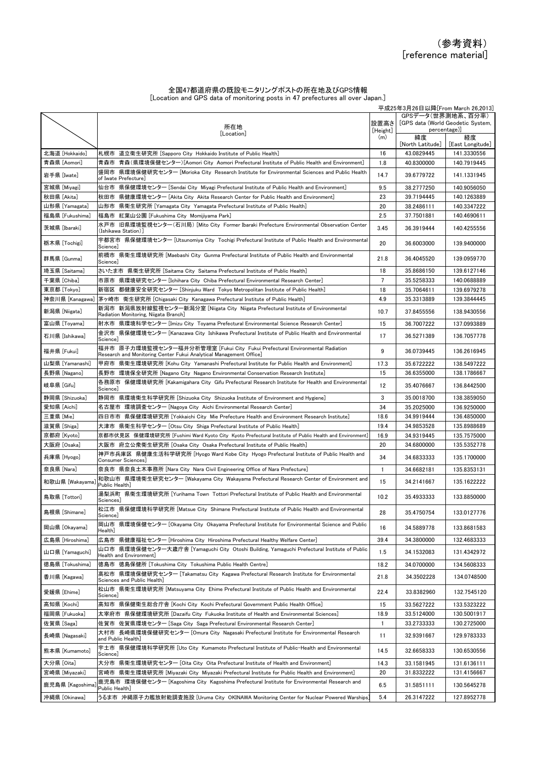# （参考資料）
# [reference material]

## 全国47都道府県の既設モニタリングポストの所在地及びGPS情報
[Location and GPS data of monitoring posts in 47 prefectures all over Japan.]

平成25年3月26日以降[From March 26,2013]

| | 所在地 [Location] | 設置高さ [Height] (m) | GPSデータ（世界測地系、百分率） [GPS data (World Geodetic System, percentage)] | |
|---|---|---|---|---|
| | | | 緯度 [North Latitude] | 経度 [East Longitude] |
| 北海道 [Hokkaido] | 札幌市　道立衛生研究所 [Sapporo City Hokkaido Institute of Public Health] | 16 | 43.0829445 | 141.3330556 |
| 青森県 [Aomori] | 青森市　青森(県環境保健センター)[Aomori City Aomori Prefectural Institute of Public Health and Environment] | 1.8 | 40.8300000 | 140.7919445 |
| 岩手県 [Iwate] | 盛岡市　県環境保健研究センター [Morioka City Research Institute for Environmental Sciences and Public Health of Iwate Prefecture] | 14.7 | 39.6779722 | 141.1331945 |
| 宮城県 [Miyagi] | 仙台市　県保健環境センター [Sendai City Miyagi Prefectural Institute of Public Health and Environment] | 9.5 | 38.2777250 | 140.9056050 |
| 秋田県 [Akita] | 秋田市　県健康環境センター [Akita City Akita Research Center for Public Health and Environment] | 23 | 39.7194445 | 140.1263889 |
| 山形県 [Yamagata] | 山形市　県衛生研究所 [Yamagata City Yamagata Prefectural Institute of Public Health] | 20 | 38.2486111 | 140.3347222 |
| 福島県 [Fukushima] | 福島市　紅葉山公園 [Fukushima City Momijiyama Park] | 2.5 | 37.7501881 | 140.4690611 |
| 茨城県 [Ibaraki] | 水戸市　旧県環境監視センター（石川局） [Mito City Former Ibaraki Prefecture Environmental Observation Center (Ishikawa Station)] | 3.45 | 36.3919444 | 140.4255556 |
| 栃木県 [Tochigi] | 宇都宮市　県保健環境センター [Utsunomiya City Tochigi Prefectural Institute of Public Health and Environmental Science] | 20 | 36.6003000 | 139.9400000 |
| 群馬県 [Gunma] | 前橋市　県衛生環境研究所 [Maebashi City Gunma Prefectural Institute of Public Health and Environmental Science] | 21.8 | 36.4045520 | 139.0959770 |
| 埼玉県 [Saitama] | さいたま市　県衛生研究所 [Saitama City Saitama Prefectural Institute of Public Health] | 18 | 35.8686150 | 139.6127146 |
| 千葉県 [Chiba] | 市原市　県環境研究センター [Ichihara City Chiba Prefectural Environmental Research Center] | 7 | 35.5258333 | 140.0688889 |
| 東京都 [Tokyo] | 新宿区　都健康安全研究センター [Shinjuku Ward Tokyo Metropolitan Institute of Public Health] | 18 | 35.7064611 | 139.6979278 |
| 神奈川県 [Kanagawa] | 茅ヶ崎市　衛生研究所 [Chigasaki City Kanagawa Prefectural Institute of Public Health] | 4.9 | 35.3313889 | 139.3844445 |
| 新潟県 [Niigata] | 新潟市　新潟県放射線監視センター新潟分室 [Niigata City Niigata Prefectural Institute of Environmental Radiation Monitoring, Niigata Branch] | 10.7 | 37.8455556 | 138.9430556 |
| 富山県 [Toyama] | 射水市　県環境科学センター [Imizu City Toyama Prefectural Environmental Science Research Center] | 15 | 36.7007222 | 137.0993889 |
| 石川県 [Ishikawa] | 金沢市　県保健環境センター [Kanazawa City Ishikawa Prefectural Institute of Public Health and Environmental Science] | 17 | 36.5271389 | 136.7057778 |
| 福井県 [Fukui] | 福井市　原子力環境監視センター福井分析管理室 [Fukui City Fukui Prefectural Environmental Radiation Research and Monitoring Center Fukui Analytical Management Office] | 9 | 36.0739445 | 136.2616945 |
| 山梨県 [Yamanashi] | 甲府市　県衛生環境研究所 [Kohu City Yamanashi Prefectural Institute for Public Health and Environment] | 17.3 | 35.6722222 | 138.5497222 |
| 長野県 [Nagano] | 長野市　環境保全研究所 [Nagano City Nagano Environmental Conservation Research Institute] | 15 | 36.6355000 | 138.1786667 |
| 岐阜県 [Gifu] | 各務原市　保健環境研究所 [Kakamigahara City Gifu Prefectural Research Institute for Health and Environmental Science] | 12 | 35.4076667 | 136.8442500 |
| 静岡県 [Shizuoka] | 静岡市　県環境衛生科学研究所 [Shizuoka City Shizuoka Institute of Environment and Hygiene] | 3 | 35.0018700 | 138.3859050 |
| 愛知県 [Aichi] | 名古屋市　環境調査センター [Nagoya City Aichi Environmental Research Center] | 34 | 35.2025000 | 136.9250000 |
| 三重県 [Mie] | 四日市市　県保健環境研究所 [Yokkaichi City Mie Prefecture Health and Environment Research Institute] | 18.6 | 34.9919444 | 136.4850000 |
| 滋賀県 [Shiga] | 大津市　県衛生科学センター [Otsu City Shiga Prefectural Institute of Public Health] | 19.4 | 34.9853528 | 135.8988689 |
| 京都府 [Kyoto] | 京都市伏見区　保健環境研究所 [Fushimi Ward Kyoto City Kyoto Prefectural Institute of Public Health and Environment] | 16.9 | 34.9319445 | 135.7575000 |
| 大阪府 [Osaka] | 大阪市　府立公衆衛生研究所 [Osaka City Osaka Prefectural Institute of Public Health] | 20 | 34.6800000 | 135.5352778 |
| 兵庫県 [Hyogo] | 神戸市兵庫区　県健康生活科学研究所 [Hyogo Ward Kobe City Hyogo Prefectural Institute of Public Health and Consumer Sciences] | 34 | 34.6833333 | 135.1700000 |
| 奈良県 [Nara] | 奈良市　県奈良土木事務所 [Nara City Nara Civil Engineering Office of Nara Prefecture] | 1 | 34.6682181 | 135.8353131 |
| 和歌山県 [Wakayama] | 和歌山市　県環境衛生研究センター [Wakayama City Wakayama Prefectural Research Center of Environment and Public Health] | 15 | 34.2141667 | 135.1622222 |
| 鳥取県 [Tottori] | 湯梨浜町　県衛生環境研究所 [Yurihama Town Tottori Prefectural Institute of Public Health and Environmental Sciences] | 10.2 | 35.4933333 | 133.8850000 |
| 島根県 [Shimane] | 松江市　県保健環境科学研究所 [Matsue City Shimane Prefectural Institute of Public Health and Environmental Science] | 28 | 35.4750754 | 133.0127776 |
| 岡山県 [Okayama] | 岡山市　県環境保健センター [Okayama City Okayama Prefectural Institute for Environmental Science and Public Health] | 16 | 34.5889778 | 133.8681583 |
| 広島県 [Hiroshima] | 広島市　県健康福祉センター [Hiroshima City Hiroshima Prefectural Healthy Welfare Center] | 39.4 | 34.3800000 | 132.4683333 |
| 山口県 [Yamaguchi] | 山口市　県環境保健センター大歳庁舎 [Yamaguchi City Otoshi Building, Yamaguchi Prefectural Institute of Public Health and Environment] | 1.5 | 34.1532083 | 131.4342972 |
| 徳島県 [Tokushima] | 徳島市　徳島保健所 [Tokushima City Tokushima Public Health Centre] | 18.2 | 34.0700000 | 134.5608333 |
| 香川県 [Kagawa] | 高松市　県環境保健研究センター [Takamatsu City Kagawa Prefectural Research Institute for Environmental Sciences and Public Health] | 21.8 | 34.3502228 | 134.0748500 |
| 愛媛県 [Ehime] | 松山市　県衛生環境研究所 [Matsuyama City Ehime Prefectural Institute of Public Health and Environmental Science] | 22.4 | 33.8382960 | 132.7545120 |
| 高知県 [Kochi] | 高知市　県保健衛生総合庁舎 [Kochi City Kochi Prefectural Government Public Health Office] | 15 | 33.5627222 | 133.5323222 |
| 福岡県 [Fukuoka] | 太宰府市　県保健環境研究所 [Dazaifu City Fukuoka Institute of Health and Environmental Sciences] | 18.9 | 33.5124000 | 130.5001917 |
| 佐賀県 [Saga] | 佐賀市　佐賀県環境センター [Saga City Saga Prefectural Environmental Research Center] | 1 | 33.2733333 | 130.2725000 |
| 長崎県 [Nagasaki] | 大村市　長崎県環境保健研究センター [Omura City Nagasaki Prefectural Institute for Environmental Research and Public Health] | 11 | 32.9391667 | 129.9783333 |
| 熊本県 [Kumamoto] | 宇土市　県保健環境科学研究所 [Uto City Kumamoto Prefectural Institute of Public-Health and Environmental Science] | 14.5 | 32.6658333 | 130.6530556 |
| 大分県 [Oita] | 大分市　県衛生環境研究センター [Oita City Oita Prefectural Institute of Health and Environment] | 14.3 | 33.1581945 | 131.6136111 |
| 宮崎県 [Miyazaki] | 宮崎市　県衛生環境研究所 [Miyazaki City Miyazaki Prefectural Institute for Public Health and Environment] | 20 | 31.8332222 | 131.4156667 |
| 鹿児島県 [Kagoshima] | 鹿児島市　環境保健センター [Kagoshima City Kagoshima Prefectural Institute for Environmental Research and Public Health] | 6.5 | 31.5851111 | 130.5645278 |
| 沖縄県 [Okinawa] | うるま市　沖縄原子力艦放射能調査施設 [Uruma City OKINAWA Monitoring Center for Nuclear Powered Warships] | 5.4 | 26.3147222 | 127.8952778 |